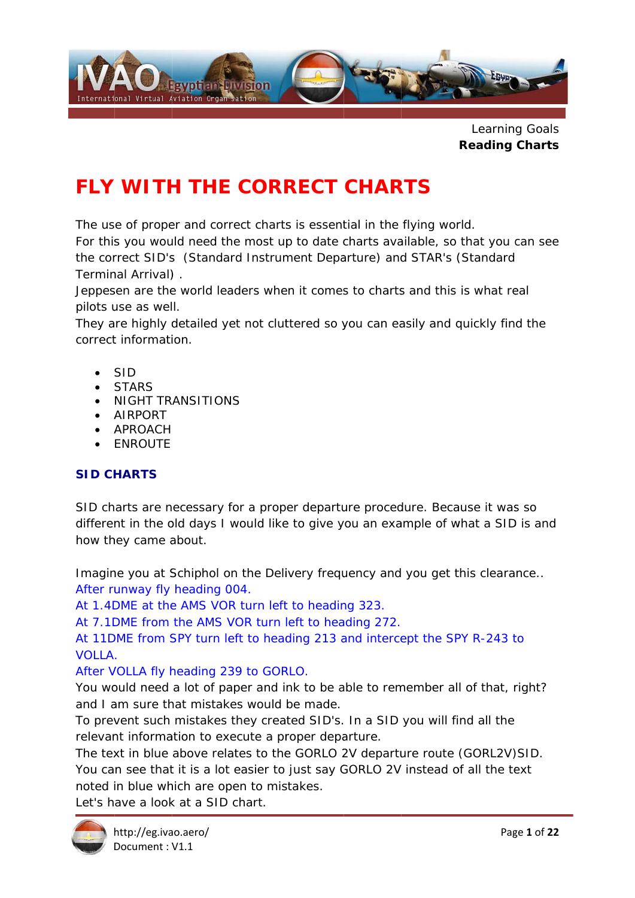Learning Goals
**Reading Charts**

# FLY WITH THE CORRECT CHARTS

The use of proper and correct charts is essential in the flying world.
For this you would need the most up to date charts available, so that you can see the correct SID's (Standard Instrument Departure) and STAR's (Standard Terminal Arrival) .
Jeppesen are the world leaders when it comes to charts and this is what real pilots use as well.
They are highly detailed yet not cluttered so you can easily and quickly find the correct information.

- SID
- STARS
- NIGHT TRANSITIONS
- AIRPORT
- APROACH
- ENROUTE

## SID CHARTS

SID charts are necessary for a proper departure procedure. Because it was so different in the old days I would like to give you an example of what a SID is and how they came about.

Imagine you at Schiphol on the Delivery frequency and you get this clearance..
After runway fly heading 004.
At 1.4DME at the AMS VOR turn left to heading 323.
At 7.1DME from the AMS VOR turn left to heading 272.
At 11DME from SPY turn left to heading 213 and intercept the SPY R-243 to VOLLA.
After VOLLA fly heading 239 to GORLO.
You would need a lot of paper and ink to be able to remember all of that, right? and I am sure that mistakes would be made.
To prevent such mistakes they created SID's. In a SID you will find all the relevant information to execute a proper departure.
The text in blue above relates to the GORLO 2V departure route (GORL2V)SID.
You can see that it is a lot easier to just say GORLO 2V instead of all the text noted in blue which are open to mistakes.
Let's have a look at a SID chart.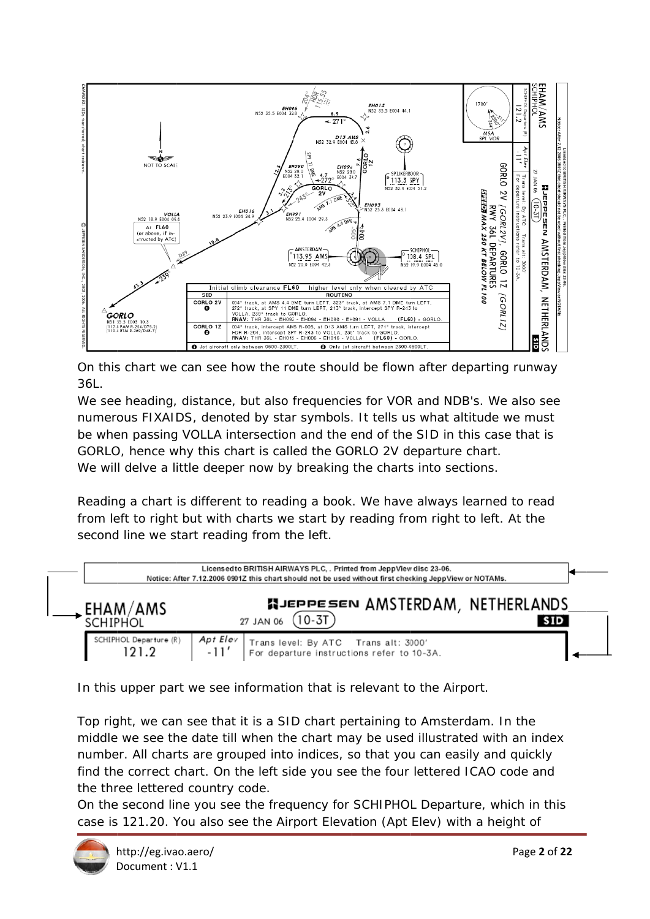On this chart we can see how the route should be flown after departing runway 36L.

We see heading, distance, but also frequencies for VOR and NDB's. We also see numerous FIXAIDS, denoted by star symbols. It tells us what altitude we must be when passing VOLLA intersection and the end of the SID in this case that is GORLO, hence why this chart is called the GORLO 2V departure chart.

We will delve a little deeper now by breaking the charts into sections.

Reading a chart is different to reading a book. We have always learned to read from left to right but with charts we start by reading from right to left. At the second line we start reading from the left.

In this upper part we see information that is relevant to the Airport.

Top right, we can see that it is a SID chart pertaining to Amsterdam. In the middle we see the date till when the chart may be used illustrated with an index number. All charts are grouped into indices, so that you can easily and quickly find the correct chart. On the left side you see the four lettered ICAO code and the three lettered country code.

On the second line you see the frequency for SCHIPHOL Departure, which in this case is 121.20. You also see the Airport Elevation (Apt Elev) with a height of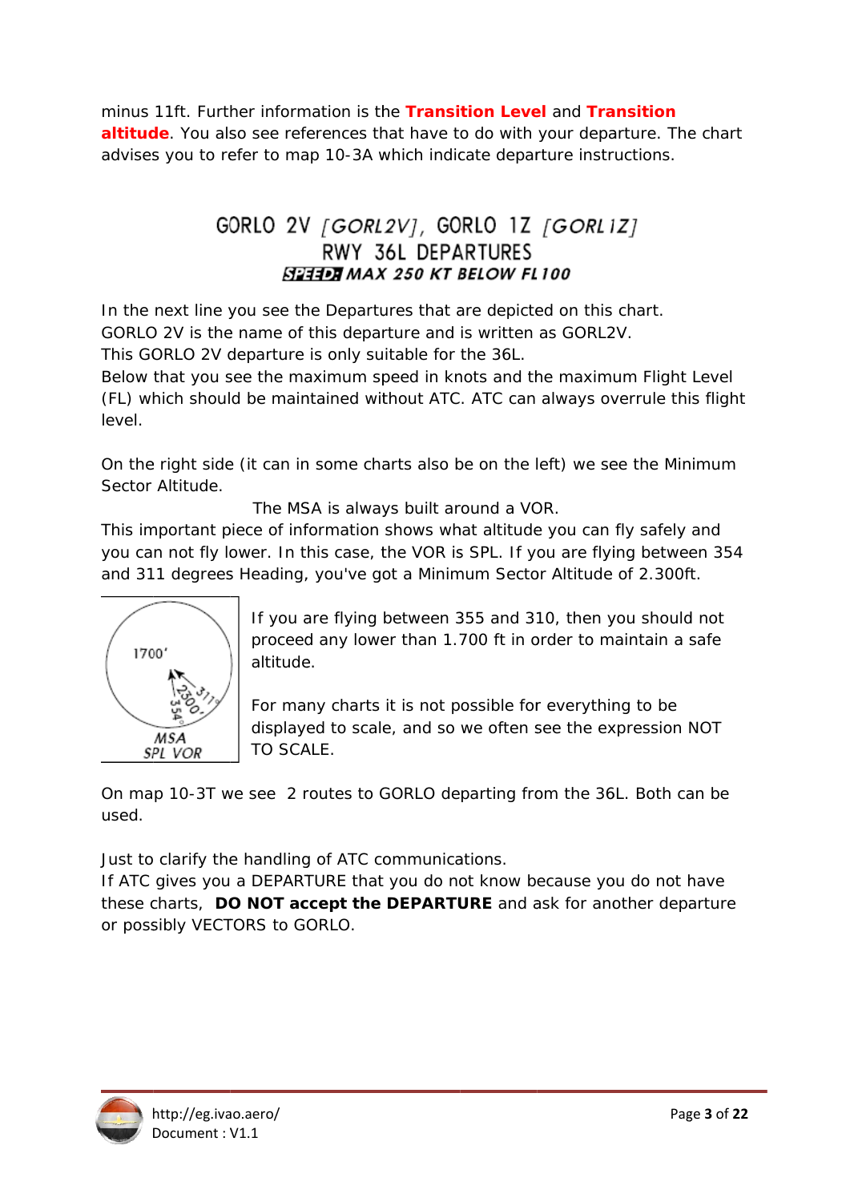minus 11ft. Further information is the **Transition Level** and **Transition altitude**. You also see references that have to do with your departure. The chart advises you to refer to map 10-3A which indicate departure instructions.

GORLO 2V *[GORL2V]*, GORLO 1Z *[GORL1Z]*
RWY 36L DEPARTURES
***SPEED: MAX 250 KT BELOW FL100***

In the next line you see the Departures that are depicted on this chart.
GORLO 2V is the name of this departure and is written as GORL2V.
This GORLO 2V departure is only suitable for the 36L.
Below that you see the maximum speed in knots and the maximum Flight Level (FL) which should be maintained without ATC. ATC can always overrule this flight level.

On the right side (it can in some charts also be on the left) we see the Minimum Sector Altitude.

The MSA is always built around a VOR.

This important piece of information shows what altitude you can fly safely and you can not fly lower. In this case, the VOR is SPL. If you are flying between 354 and 311 degrees Heading, you've got a Minimum Sector Altitude of 2.300ft.

1700'
2300'
311°
354°
MSA
SPL VOR

If you are flying between 355 and 310, then you should not proceed any lower than 1.700 ft in order to maintain a safe altitude.

For many charts it is not possible for everything to be displayed to scale, and so we often see the expression NOT TO SCALE.

On map 10-3T we see 2 routes to GORLO departing from the 36L. Both can be used.

Just to clarify the handling of ATC communications.
If ATC gives you a DEPARTURE that you do not know because you do not have these charts, **DO NOT accept the DEPARTURE** and ask for another departure or possibly VECTORS to GORLO.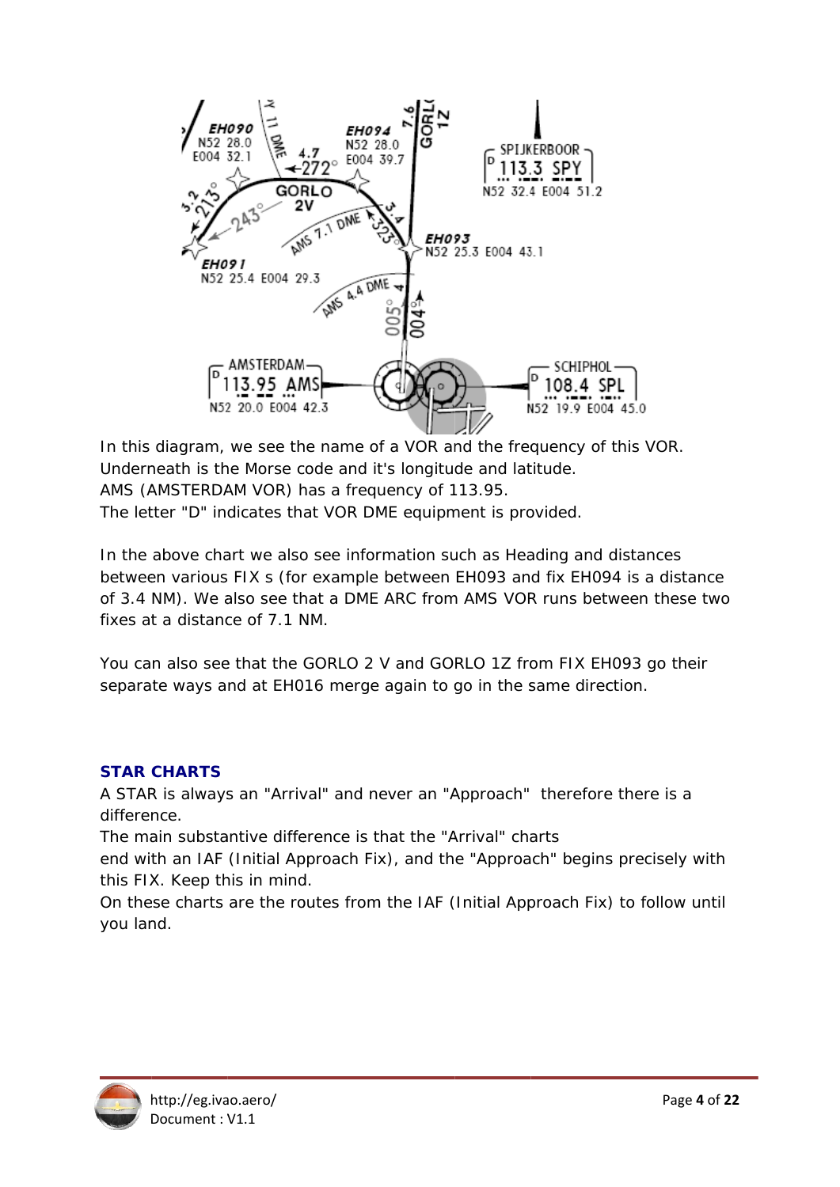In this diagram, we see the name of a VOR and the frequency of this VOR.
Underneath is the Morse code and it's longitude and latitude.
AMS (AMSTERDAM VOR) has a frequency of 113.95.
The letter "D" indicates that VOR DME equipment is provided.

In the above chart we also see information such as Heading and distances between various FIX s (for example between EH093 and fix EH094 is a distance of 3.4 NM). We also see that a DME ARC from AMS VOR runs between these two fixes at a distance of 7.1 NM.

You can also see that the GORLO 2 V and GORLO 1Z from FIX EH093 go their separate ways and at EH016 merge again to go in the same direction.

## STAR CHARTS

A STAR is always an "Arrival" and never an "Approach" therefore there is a difference.
The main substantive difference is that the "Arrival" charts end with an IAF (Initial Approach Fix), and the "Approach" begins precisely with this FIX. Keep this in mind.
On these charts are the routes from the IAF (Initial Approach Fix) to follow until you land.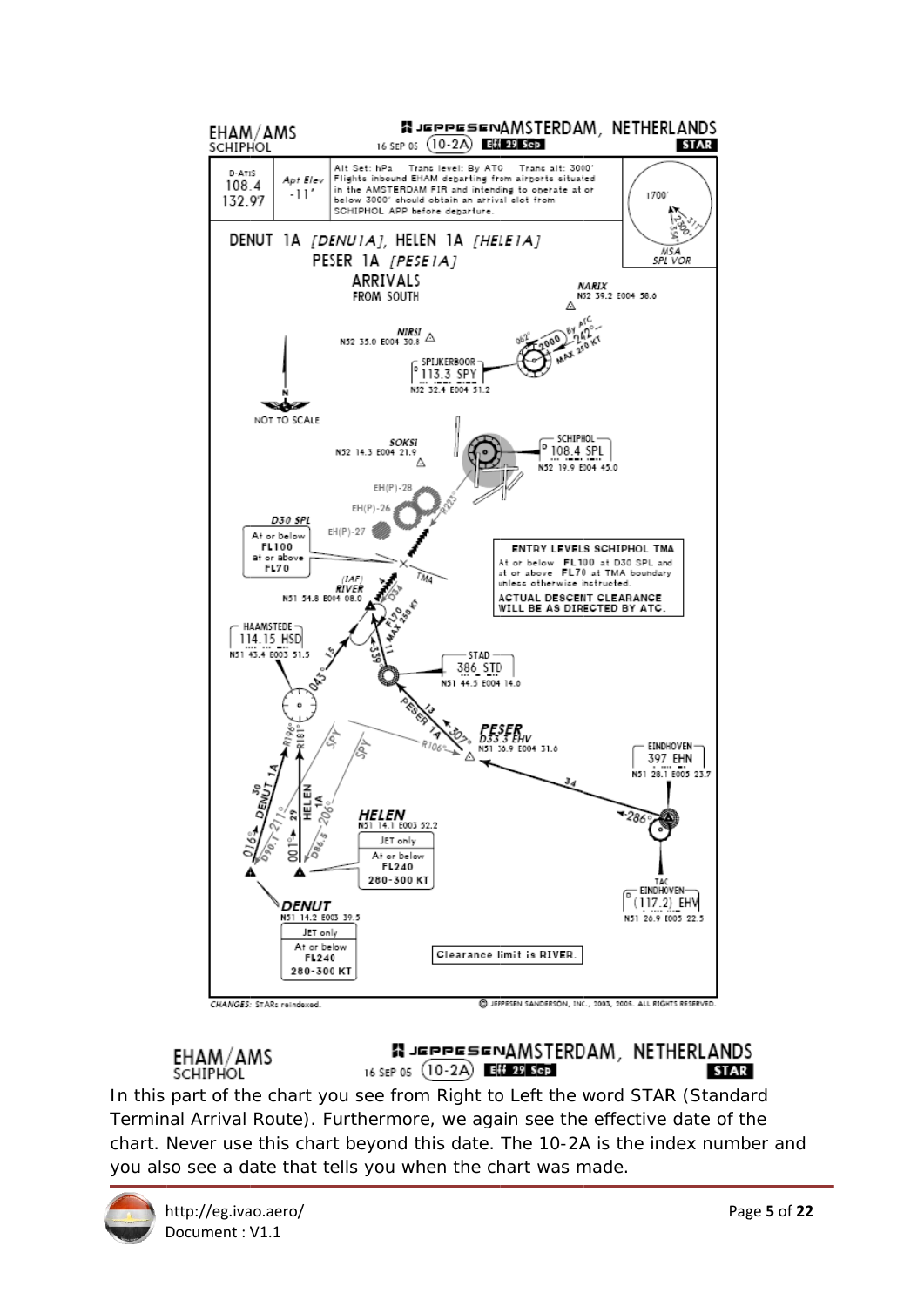In this part of the chart you see from Right to Left the word STAR (Standard Terminal Arrival Route). Furthermore, we again see the effective date of the chart. Never use this chart beyond this date. The 10-2A is the index number and you also see a date that tells you when the chart was made.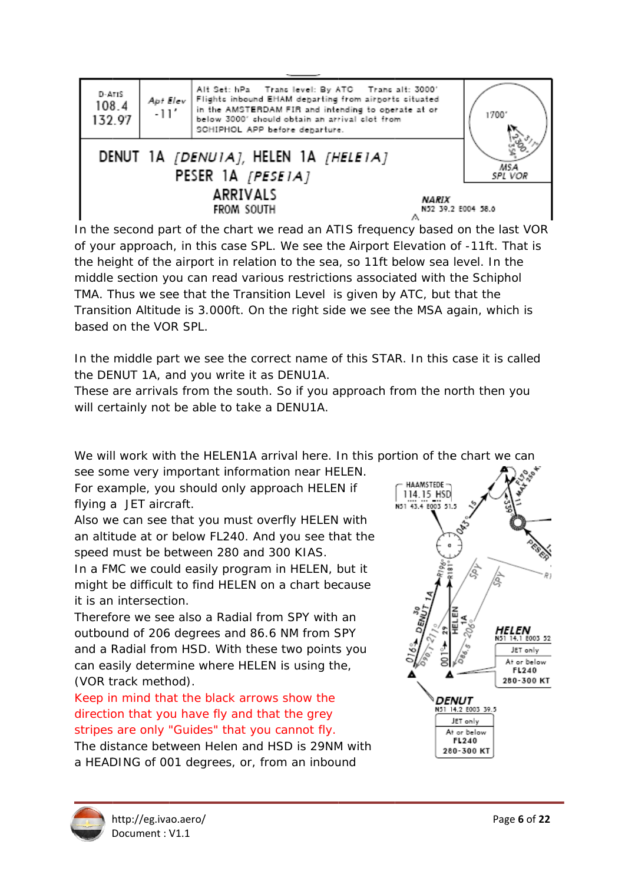| D-ATIS 108.4 132.97 | Apt Elev -11' | Alt Set: hPa Trans level: By ATC Trans alt: 3000' Flights inbound EHAM departing from airports situated in the AMSTERDAM FIR and intending to operate at or below 3000' should obtain an arrival slot from SCHIPHOL APP before departure. | MSA SPL VOR 1700' 2300' |
|---|---|---|---|

DENUT 1A [DENU1A], HELEN 1A [HELE1A]
PESER 1A [PESE1A]
ARRIVALS
FROM SOUTH

NARIX
N52 39.2 E004 58.0

In the second part of the chart we read an ATIS frequency based on the last VOR of your approach, in this case SPL. We see the Airport Elevation of -11ft. That is the height of the airport in relation to the sea, so 11ft below sea level. In the middle section you can read various restrictions associated with the Schiphol TMA. Thus we see that the Transition Level is given by ATC, but that the Transition Altitude is 3.000ft. On the right side we see the MSA again, which is based on the VOR SPL.

In the middle part we see the correct name of this STAR. In this case it is called the DENUT 1A, and you write it as DENU1A.
These are arrivals from the south. So if you approach from the north then you will certainly not be able to take a DENU1A.

We will work with the HELEN1A arrival here. In this portion of the chart we can see some very important information near HELEN.
For example, you should only approach HELEN if flying a JET aircraft.
Also we can see that you must overfly HELEN with an altitude at or below FL240. And you see that the speed must be between 280 and 300 KIAS.
In a FMC we could easily program in HELEN, but it might be difficult to find HELEN on a chart because it is an intersection.
Therefore we see also a Radial from SPY with an outbound of 206 degrees and 86.6 NM from SPY and a Radial from HSD. With these two points you can easily determine where HELEN is using the, (VOR track method).
Keep in mind that the black arrows show the direction that you have fly and that the grey stripes are only "Guides" that you cannot fly.
The distance between Helen and HSD is 29NM with a HEADING of 001 degrees, or, from an inbound

HAAMSTEDE
114.15 HSD
N51 43.4 E003 51.5

HELEN
N51 14.1 E003 52
JET only
At or below FL240
280-300 KT

DENUT
N51 14.2 E003 39.5
JET only
At or below FL240
280-300 KT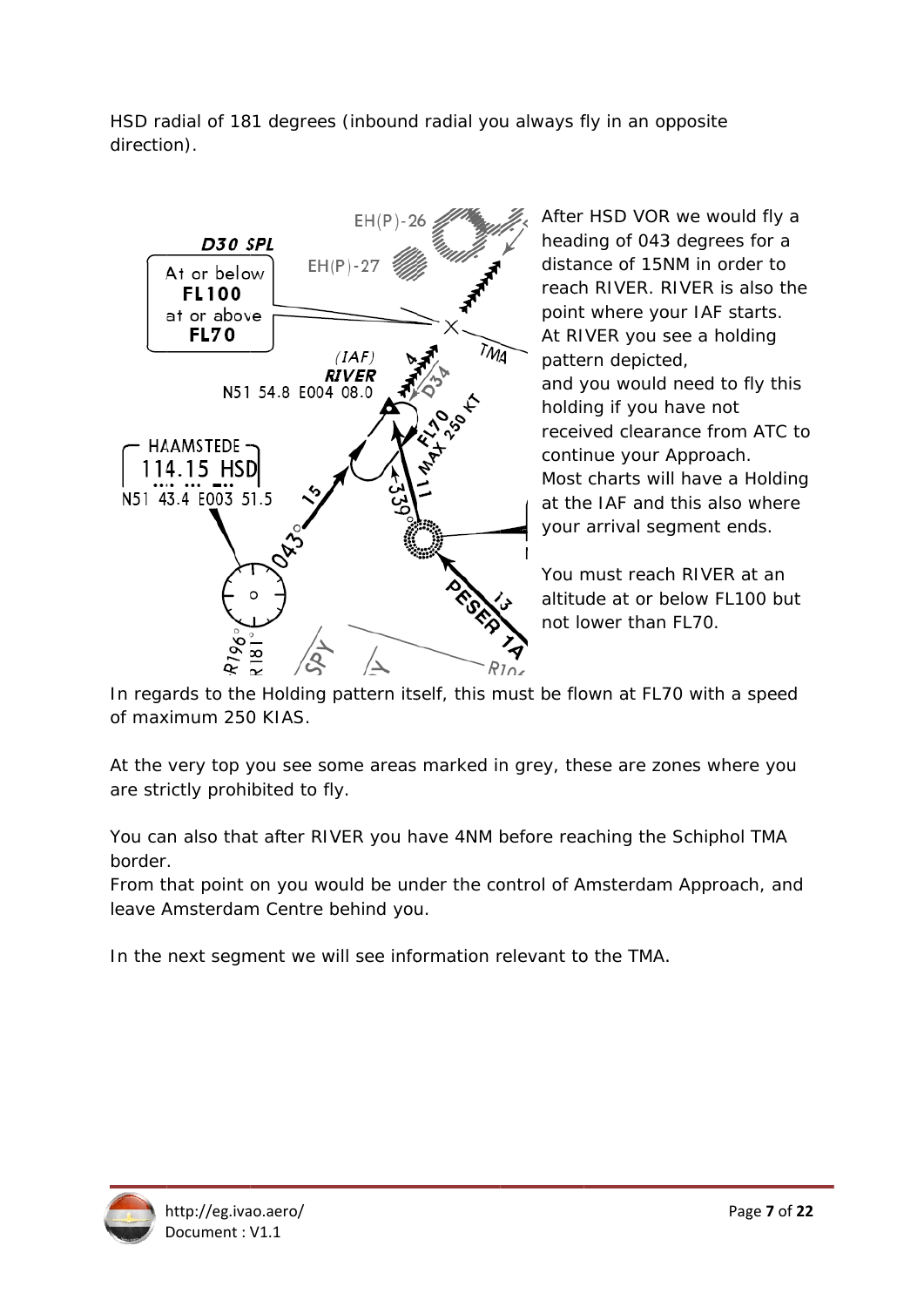HSD radial of 181 degrees (inbound radial you always fly in an opposite direction).

After HSD VOR we would fly a heading of 043 degrees for a distance of 15NM in order to reach RIVER. RIVER is also the point where your IAF starts. At RIVER you see a holding pattern depicted,

and you would need to fly this holding if you have not received clearance from ATC to continue your Approach.

Most charts will have a Holding at the IAF and this also where your arrival segment ends.

You must reach RIVER at an altitude at or below FL100 but not lower than FL70.

In regards to the Holding pattern itself, this must be flown at FL70 with a speed of maximum 250 KIAS.

At the very top you see some areas marked in grey, these are zones where you are strictly prohibited to fly.

You can also that after RIVER you have 4NM before reaching the Schiphol TMA border.

From that point on you would be under the control of Amsterdam Approach, and leave Amsterdam Centre behind you.

In the next segment we will see information relevant to the TMA.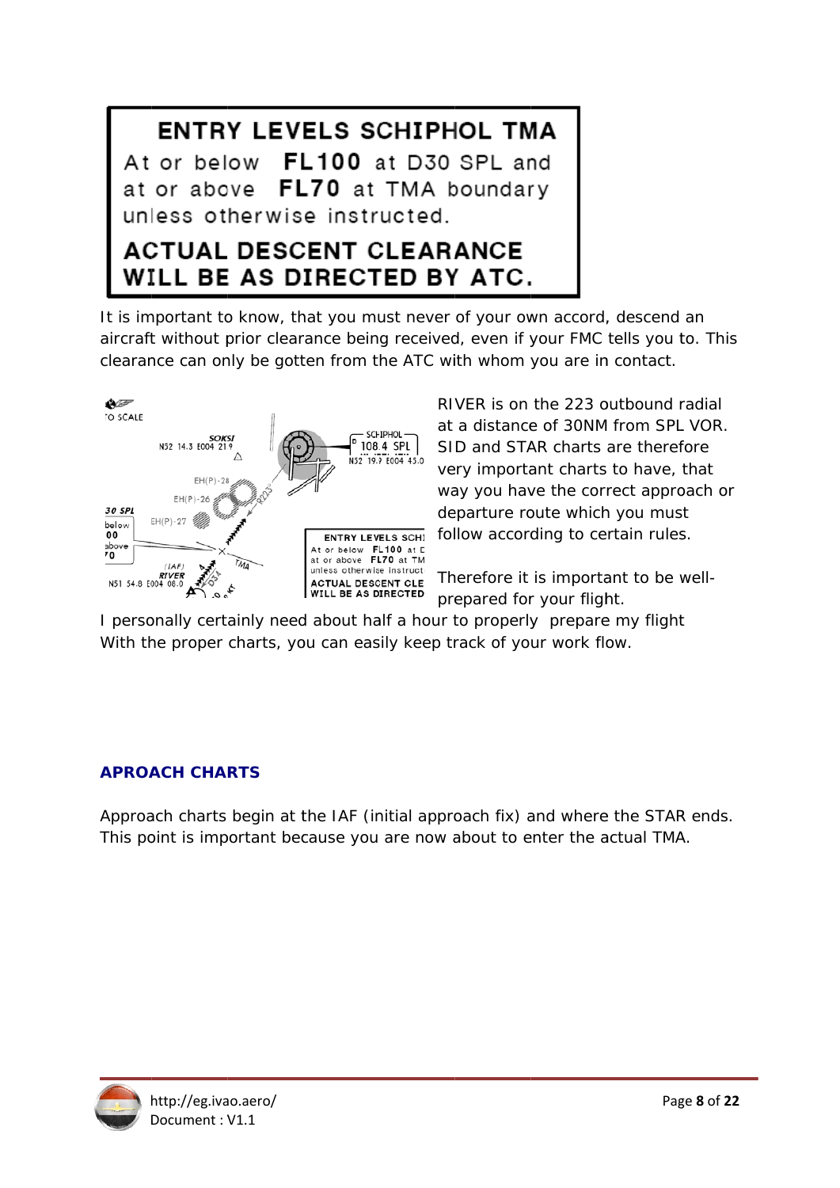**ENTRY LEVELS SCHIPHOL TMA**
At or below **FL100** at D30 SPL and at or above **FL70** at TMA boundary unless otherwise instructed.
**ACTUAL DESCENT CLEARANCE WILL BE AS DIRECTED BY ATC.**

It is important to know, that you must never of your own accord, descend an aircraft without prior clearance being received, even if your FMC tells you to. This clearance can only be gotten from the ATC with whom you are in contact.

RIVER is on the 223 outbound radial at a distance of 30NM from SPL VOR. SID and STAR charts are therefore very important charts to have, that way you have the correct approach or departure route which you must follow according to certain rules.

Therefore it is important to be well-prepared for your flight.

I personally certainly need about half a hour to properly prepare my flight
With the proper charts, you can easily keep track of your work flow.

## APROACH CHARTS

Approach charts begin at the IAF (initial approach fix) and where the STAR ends. This point is important because you are now about to enter the actual TMA.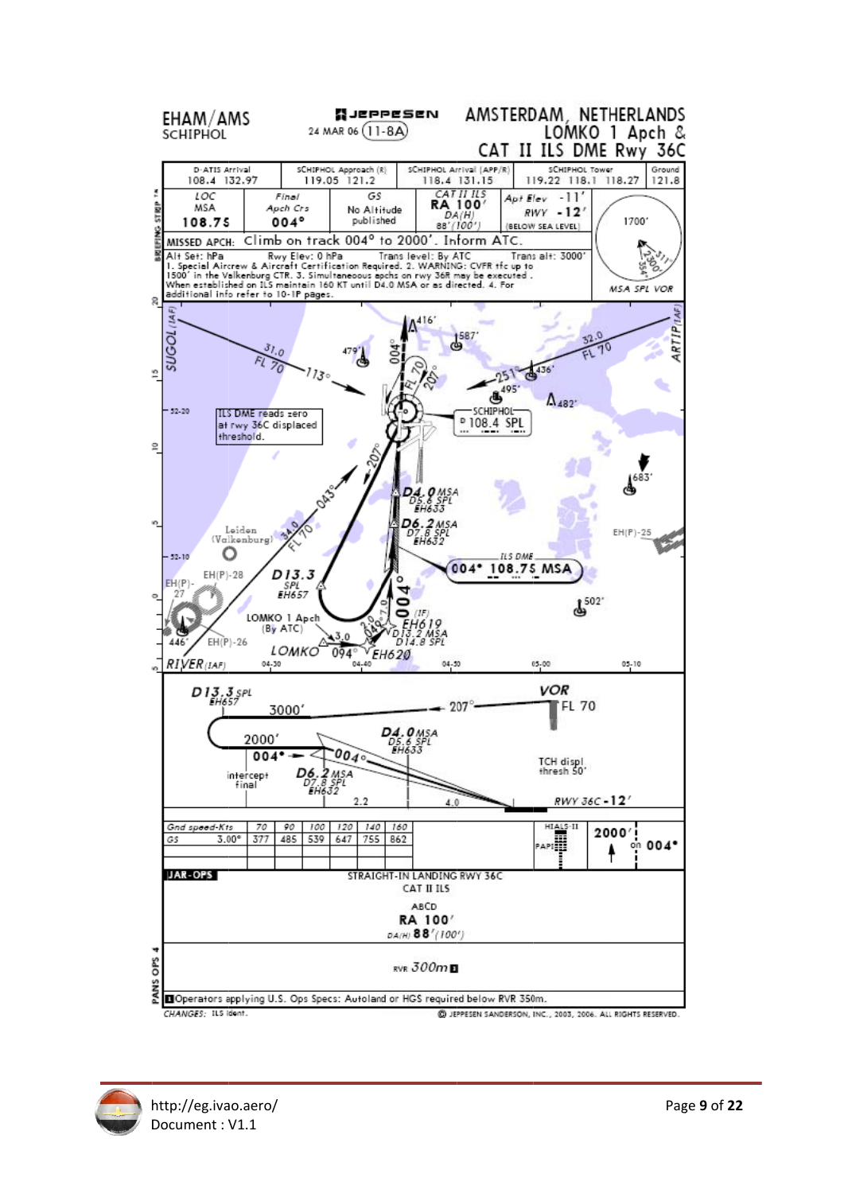**EHAM/AMS**
SCHIPHOL

JEPPESEN
24 MAR 06 (11-8A)

**AMSTERDAM, NETHERLANDS**
**LOMKO 1 Apch &**
**CAT II ILS DME Rwy 36C**

| D-ATIS Arrival | SCHIPHOL Approach (R) | SCHIPHOL Arrival (APP/R) | SCHIPHOL Tower | Ground |
|---|---|---|---|---|
| 108.4 132.97 | 119.05 121.2 | 118.4 131.15 | 119.22 118.1 118.27 | 121.8 |

| LOC MSA | Final Apch Crs | GS | CAT II ILS | Apt Elev -11' | |
|---|---|---|---|---|---|
| 108.75 | 004° | No Altitude published | RA 100' DA(H) 88'(100') | RWY -12' (BELOW SEA LEVEL) | 1700' MSA SPL VOR |

MISSED APCH: Climb on track 004° to 2000'. Inform ATC.

Alt Set: hPa Rwy Elev: 0 hPa Trans level: By ATC Trans alt: 3000'
1. Special Aircrew & Aircraft Certification Required. 2. WARNING: CVFR tfc up to 1500' in the Valkenburg CTR. 3. Simultaneous apchs on rwy 36R may be executed. When established on ILS maintain 160 KT until D4.0 MSA or as directed. 4. For additional info refer to 10-1P pages.

ILS DME reads zero at rwy 36C displaced threshold.

SUGOL (IAF) 31.0 FL 70 113° — ARTIP (IAF) 32.0 FL 70 251° — RIVER (IAF) — LOMKO 1 Apch (By ATC) — LOMKO 094° EH620 — D13.3 SPL EH657 — D4.0 MSA D5.6 SPL EH633 — D6.2 MSA D7.8 SPL EH632 — (IF) EH619 D13.2 MSA D14.8 SPL — ILS DME 004° 108.75 MSA — SCHIPHOL D 108.4 SPL

D13.3 SPL EH657 3000' 207° VOR FL 70 — 2000' 004° intercept final — D4.0 MSA D5.6 SPL EH633 — D6.2 MSA D7.8 SPL EH632 — 2.2 — 4.0 — TCH displ thresh 50' — RWY 36C -12'

| Gnd speed-Kts | 70 | 90 | 100 | 120 | 140 | 160 |
|---|---|---|---|---|---|---|
| GS 3.00° | 377 | 485 | 539 | 647 | 755 | 862 |

HIALS-II PAPI — 2000' on 004°

**JAR-OPS**

STRAIGHT-IN LANDING RWY 36C
CAT II ILS

ABCD
**RA 100'**
DA(H) **88'**(100')

RVR 300m

Operators applying U.S. Ops Specs: Autoland or HGS required below RVR 350m.

CHANGES: ILS ident. © JEPPESEN SANDERSON, INC., 2003, 2006. ALL RIGHTS RESERVED.

http://eg.ivao.aero/
Document : V1.1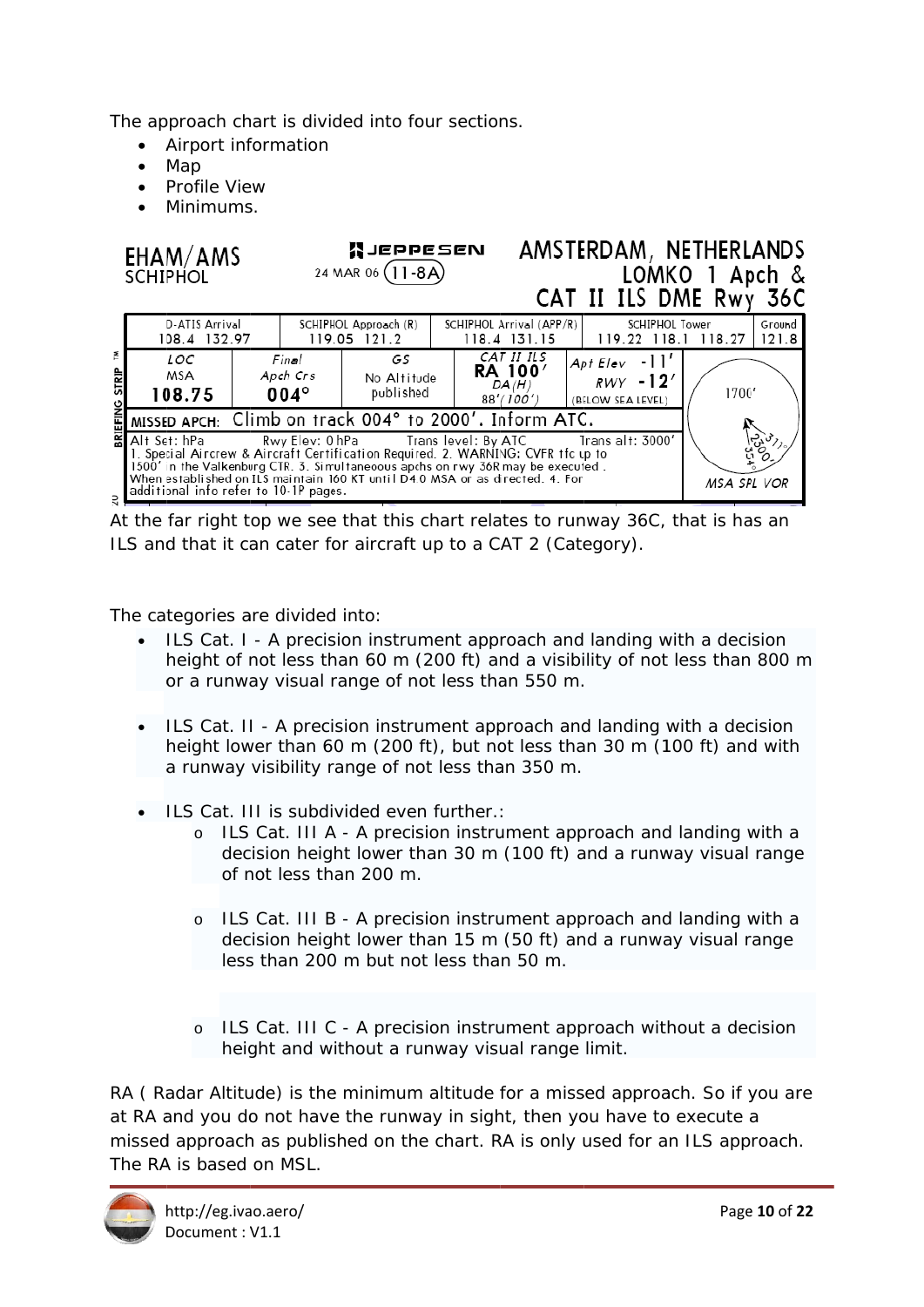The approach chart is divided into four sections.

- Airport information
- Map
- Profile View
- Minimums.

| EHAM/AMS SCHIPHOL | | JEPPESEN 24 MAR 06 (11-8A) | | AMSTERDAM, NETHERLANDS LOMKO 1 Apch & CAT II ILS DME Rwy 36C | | |
|---|---|---|---|---|---|---|
| D-ATIS Arrival 108.4 132.97 | | SCHIPHOL Approach (R) 119.05 121.2 | SCHIPHOL Arrival (APP/R) 118.4 131.15 | SCHIPHOL Tower 119.22 118.1 118.27 | | Ground 121.8 |
| LOC MSA 108.75 | Final Apch Crs 004° | GS No Altitude published | CAT II ILS RA 100' DA(H) 88'(100') | Apt Elev -11' RWY -12' (BELOW SEA LEVEL) | 1700' MSA SPL VOR | |
| MISSED APCH: Climb on track 004° to 2000'. Inform ATC. | | | | | | |
| Alt Set: hPa Rwy Elev: 0 hPa Trans level: By ATC Trans alt: 3000' 1. Special Aircrew & Aircraft Certification Required. 2. WARNING: CVFR tfc up to 1500' in the Valkenburg CTR. 3. Simultaneous apchs on rwy 36R may be executed. When established on ILS maintain 160 KT until D4.0 MSA or as directed. 4. For additional info refer to 10-1P pages. | | | | | | |

At the far right top we see that this chart relates to runway 36C, that is has an ILS and that it can cater for aircraft up to a CAT 2 (Category).

The categories are divided into:

- ILS Cat. I - A precision instrument approach and landing with a decision height of not less than 60 m (200 ft) and a visibility of not less than 800 m or a runway visual range of not less than 550 m.
- ILS Cat. II - A precision instrument approach and landing with a decision height lower than 60 m (200 ft), but not less than 30 m (100 ft) and with a runway visibility range of not less than 350 m.
- ILS Cat. III is subdivided even further.:
  - ILS Cat. III A - A precision instrument approach and landing with a decision height lower than 30 m (100 ft) and a runway visual range of not less than 200 m.
  - ILS Cat. III B - A precision instrument approach and landing with a decision height lower than 15 m (50 ft) and a runway visual range less than 200 m but not less than 50 m.
  - ILS Cat. III C - A precision instrument approach without a decision height and without a runway visual range limit.

RA ( Radar Altitude) is the minimum altitude for a missed approach. So if you are at RA and you do not have the runway in sight, then you have to execute a missed approach as published on the chart. RA is only used for an ILS approach. The RA is based on MSL.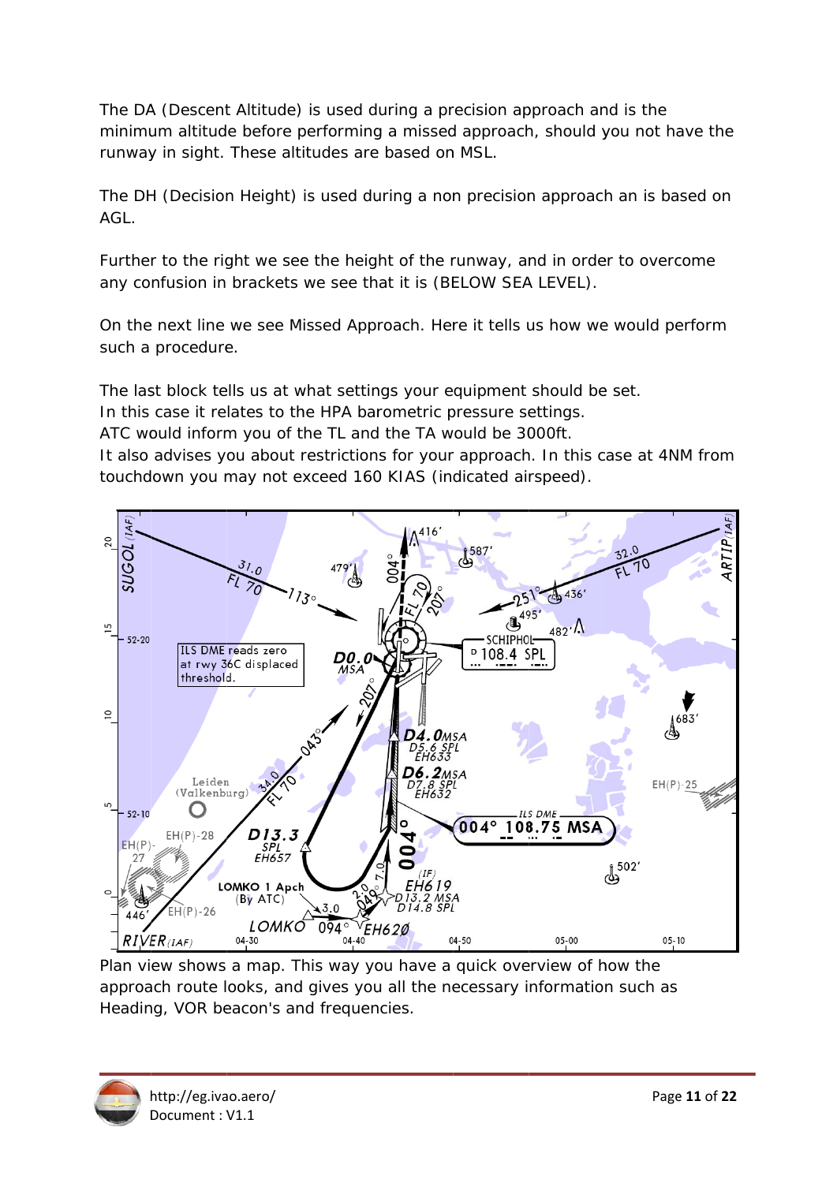The DA (Descent Altitude) is used during a precision approach and is the minimum altitude before performing a missed approach, should you not have the runway in sight. These altitudes are based on MSL.

The DH (Decision Height) is used during a non precision approach an is based on AGL.

Further to the right we see the height of the runway, and in order to overcome any confusion in brackets we see that it is (BELOW SEA LEVEL).

On the next line we see Missed Approach. Here it tells us how we would perform such a procedure.

The last block tells us at what settings your equipment should be set.
In this case it relates to the HPA barometric pressure settings.
ATC would inform you of the TL and the TA would be 3000ft.
It also advises you about restrictions for your approach. In this case at 4NM from touchdown you may not exceed 160 KIAS (indicated airspeed).

Plan view shows a map. This way you have a quick overview of how the approach route looks, and gives you all the necessary information such as Heading, VOR beacon's and frequencies.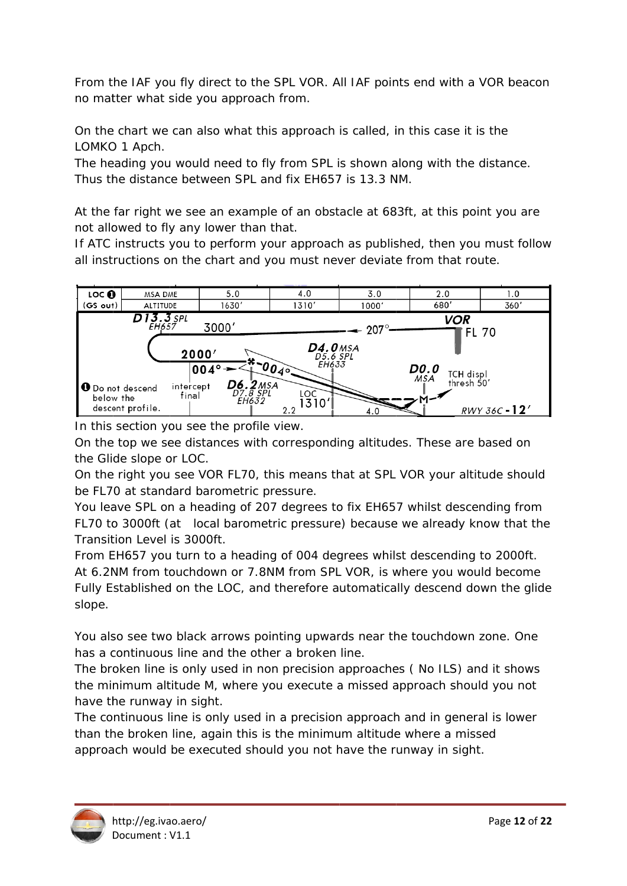From the IAF you fly direct to the SPL VOR. All IAF points end with a VOR beacon no matter what side you approach from.

On the chart we can also what this approach is called, in this case it is the LOMKO 1 Apch.
The heading you would need to fly from SPL is shown along with the distance. Thus the distance between SPL and fix EH657 is 13.3 NM.

At the far right we see an example of an obstacle at 683ft, at this point you are not allowed to fly any lower than that.
If ATC instructs you to perform your approach as published, then you must follow all instructions on the chart and you must never deviate from that route.

| LOC ❶ (GS out) | MSA DME | 5.0 | 4.0 | 3.0 | 2.0 | 1.0 |
|---|---|---|---|---|---|---|
| | ALTITUDE | 1630' | 1310' | 1000' | 680' | 360' |

D13.3 SPL EH657 3000' 207° VOR FL 70
2000' 004° 004° D4.0 MSA D5.6 SPL EH633
D6.2 MSA D7.8 SPL EH632 intercept final LOC 1310' D0.0 MSA TCH displ thresh 50'
❶ Do not descend below the descent profile. 2.2 4.0 M RWY 36C -12'

In this section you see the profile view.
On the top we see distances with corresponding altitudes. These are based on the Glide slope or LOC.
On the right you see VOR FL70, this means that at SPL VOR your altitude should be FL70 at standard barometric pressure.
You leave SPL on a heading of 207 degrees to fix EH657 whilst descending from FL70 to 3000ft (at local barometric pressure) because we already know that the Transition Level is 3000ft.
From EH657 you turn to a heading of 004 degrees whilst descending to 2000ft. At 6.2NM from touchdown or 7.8NM from SPL VOR, is where you would become Fully Established on the LOC, and therefore automatically descend down the glide slope.

You also see two black arrows pointing upwards near the touchdown zone. One has a continuous line and the other a broken line.
The broken line is only used in non precision approaches ( No ILS) and it shows the minimum altitude M, where you execute a missed approach should you not have the runway in sight.
The continuous line is only used in a precision approach and in general is lower than the broken line, again this is the minimum altitude where a missed approach would be executed should you not have the runway in sight.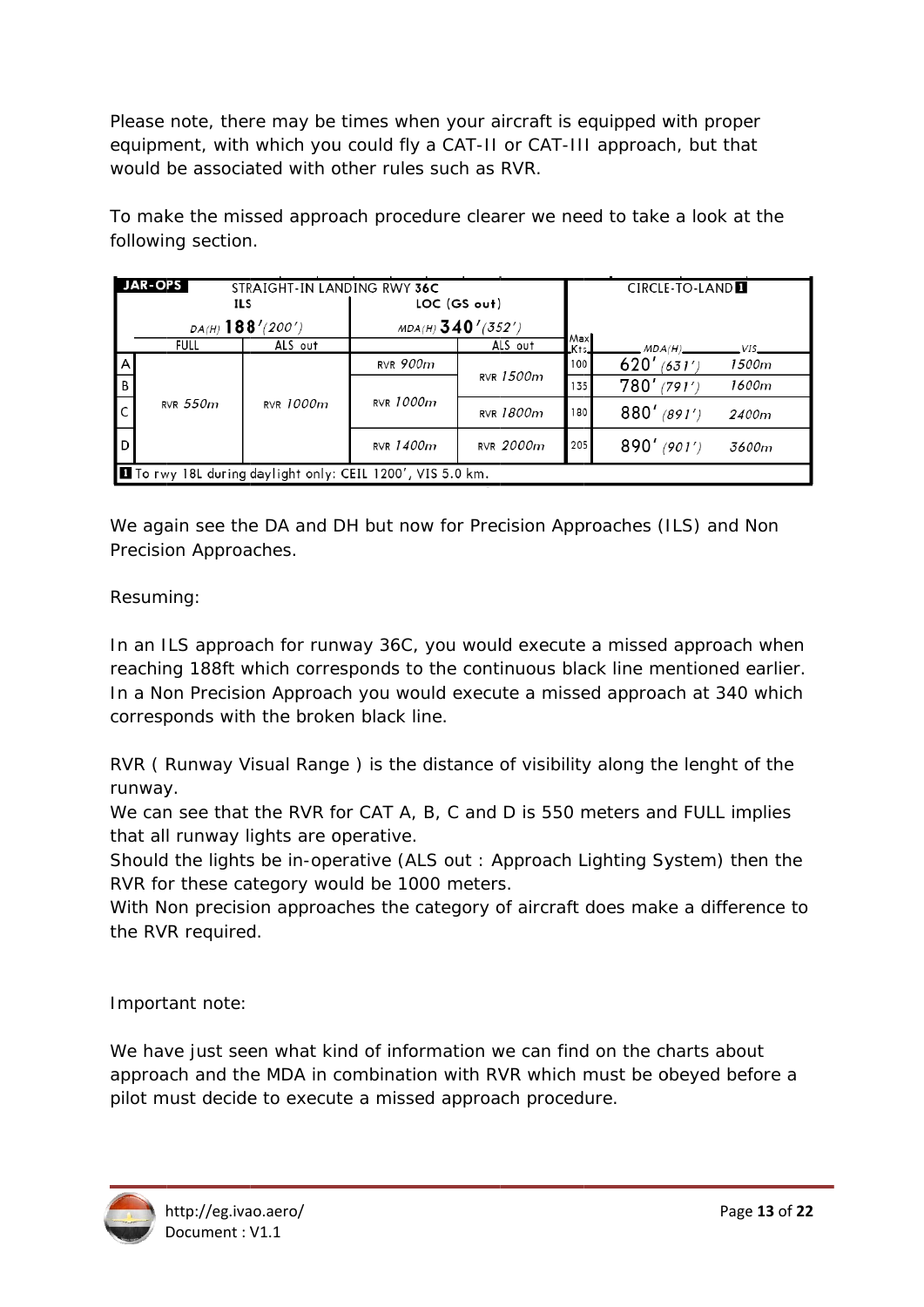Please note, there may be times when your aircraft is equipped with proper equipment, with which you could fly a CAT-II or CAT-III approach, but that would be associated with other rules such as RVR.

To make the missed approach procedure clearer we need to take a look at the following section.

| JAR-OPS | STRAIGHT-IN LANDING RWY 36C | | | | CIRCLE-TO-LAND [1] | | |
|---|---|---|---|---|---|---|---|
| | ILS | | LOC (GS out) | | | | |
| | DA(H) 188′(200′) | | MDA(H) 340′(352′) | | | | |
| | FULL | ALS out | | ALS out | Max Kts | MDA(H) | VIS |
| A | RVR 550m | RVR 1000m | RVR 900m | RVR 1500m | 100 | 620′ (631′) | 1500m |
| B | RVR 550m | RVR 1000m | RVR 1000m | RVR 1500m | 135 | 780′ (791′) | 1600m |
| C | RVR 550m | RVR 1000m | RVR 1000m | RVR 1800m | 180 | 880′ (891′) | 2400m |
| D | RVR 550m | RVR 1000m | RVR 1400m | RVR 2000m | 205 | 890′ (901′) | 3600m |

[1] To rwy 18L during daylight only: CEIL 1200′, VIS 5.0 km.

We again see the DA and DH but now for Precision Approaches (ILS) and Non Precision Approaches.

Resuming:

In an ILS approach for runway 36C, you would execute a missed approach when reaching 188ft which corresponds to the continuous black line mentioned earlier. In a Non Precision Approach you would execute a missed approach at 340 which corresponds with the broken black line.

RVR ( Runway Visual Range ) is the distance of visibility along the lenght of the runway.
We can see that the RVR for CAT A, B, C and D is 550 meters and FULL implies that all runway lights are operative.
Should the lights be in-operative (ALS out : Approach Lighting System) then the RVR for these category would be 1000 meters.
With Non precision approaches the category of aircraft does make a difference to the RVR required.

Important note:

We have just seen what kind of information we can find on the charts about approach and the MDA in combination with RVR which must be obeyed before a pilot must decide to execute a missed approach procedure.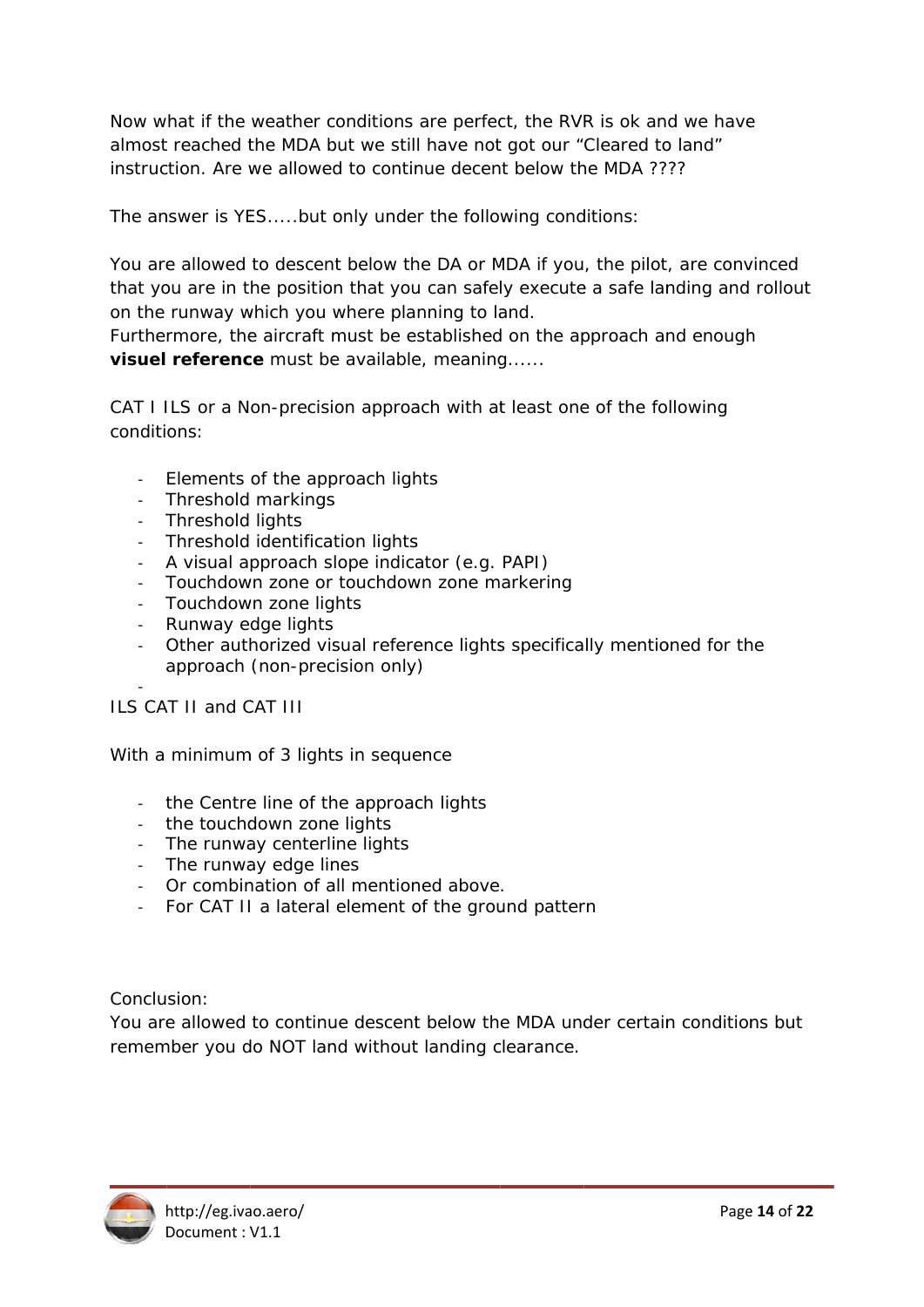Now what if the weather conditions are perfect, the RVR is ok and we have almost reached the MDA but we still have not got our "Cleared to land" instruction. Are we allowed to continue decent below the MDA ????

The answer is YES.....but only under the following conditions:

You are allowed to descent below the DA or MDA if you, the pilot, are convinced that you are in the position that you can safely execute a safe landing and rollout on the runway which you where planning to land.
Furthermore, the aircraft must be established on the approach and enough **visuel reference** must be available, meaning......

CAT I ILS or a Non-precision approach with at least one of the following conditions:

- Elements of the approach lights
- Threshold markings
- Threshold lights
- Threshold identification lights
- A visual approach slope indicator (e.g. PAPI)
- Touchdown zone or touchdown zone markering
- Touchdown zone lights
- Runway edge lights
- Other authorized visual reference lights specifically mentioned for the approach (non-precision only)
-

ILS CAT II and CAT III

With a minimum of 3 lights in sequence

- the Centre line of the approach lights
- the touchdown zone lights
- The runway centerline lights
- The runway edge lines
- Or combination of all mentioned above.
- For CAT II a lateral element of the ground pattern

Conclusion:
You are allowed to continue descent below the MDA under certain conditions but remember you do NOT land without landing clearance.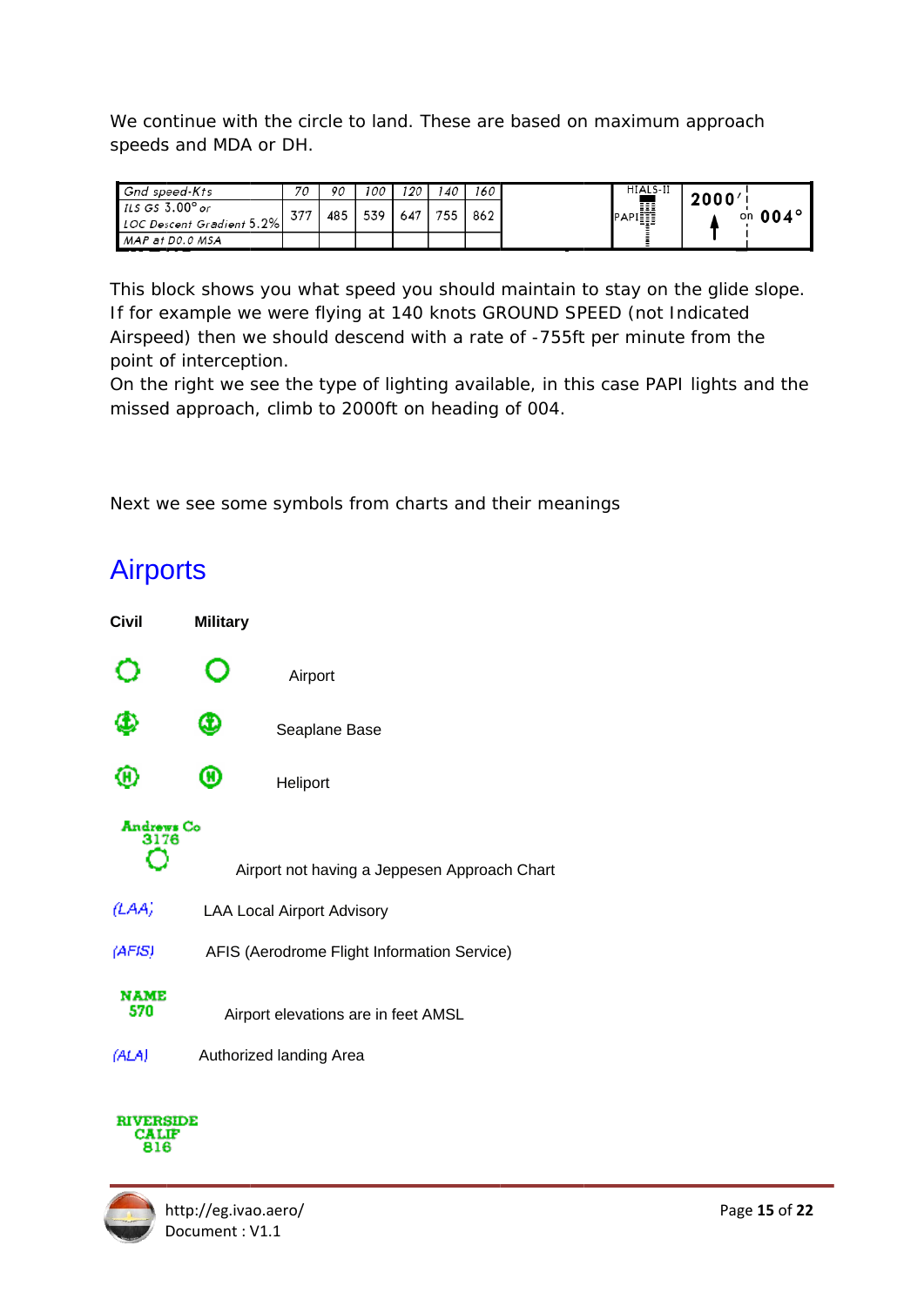We continue with the circle to land. These are based on maximum approach speeds and MDA or DH.

| Gnd speed-Kts | 70 | 90 | 100 | 120 | 140 | 160 |
|---|---|---|---|---|---|---|
| ILS GS 3.00° or LOC Descent Gradient 5.2% | 377 | 485 | 539 | 647 | 755 | 862 |
| MAP at D0.0 MSA | | | | | | |

HIALS-II PAPI | 2000′ on 004°

This block shows you what speed you should maintain to stay on the glide slope. If for example we were flying at 140 knots GROUND SPEED (not Indicated Airspeed) then we should descend with a rate of -755ft per minute from the point of interception.
On the right we see the type of lighting available, in this case PAPI lights and the missed approach, climb to 2000ft on heading of 004.

Next we see some symbols from charts and their meanings

# Airports

**Civil** **Military**

Airport

Seaplane Base

Heliport

Andrews Co
3176

Airport not having a Jeppesen Approach Chart

(LAA) LAA Local Airport Advisory

(AFIS) AFIS (Aerodrome Flight Information Service)

NAME
570

Airport elevations are in feet AMSL

(ALA) Authorized landing Area

RIVERSIDE
CALIF
816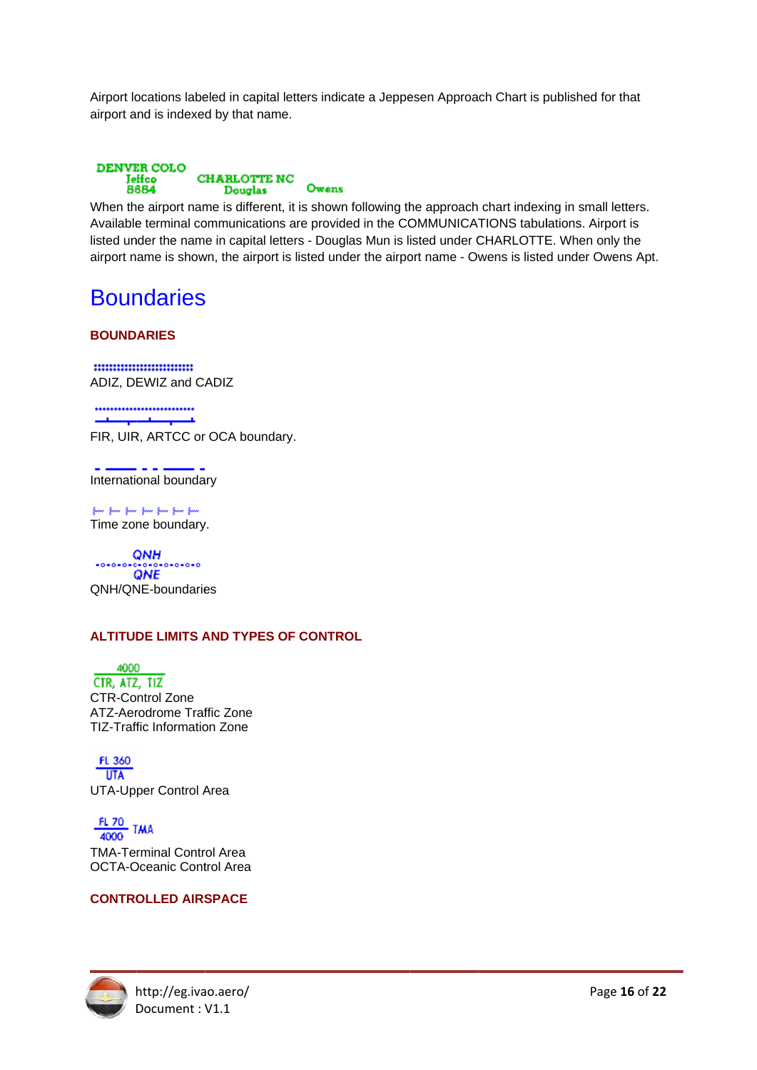Airport locations labeled in capital letters indicate a Jeppesen Approach Chart is published for that airport and is indexed by that name.

DENVER COLO
Jeffco
5654

CHARLOTTE NC
Douglas

Owens

When the airport name is different, it is shown following the approach chart indexing in small letters. Available terminal communications are provided in the COMMUNICATIONS tabulations. Airport is listed under the name in capital letters - Douglas Mun is listed under CHARLOTTE. When only the airport name is shown, the airport is listed under the airport name - Owens is listed under Owens Apt.

# Boundaries

### BOUNDARIES

ADIZ, DEWIZ and CADIZ

FIR, UIR, ARTCC or OCA boundary.

International boundary

Time zone boundary.

QNH

QNE

QNH/QNE-boundaries

### ALTITUDE LIMITS AND TYPES OF CONTROL

4000

CTR, ATZ, TIZ

CTR-Control Zone
ATZ-Aerodrome Traffic Zone
TIZ-Traffic Information Zone

FL 360

UTA

UTA-Upper Control Area

FL 70

4000

TMA

TMA-Terminal Control Area
OCTA-Oceanic Control Area

### CONTROLLED AIRSPACE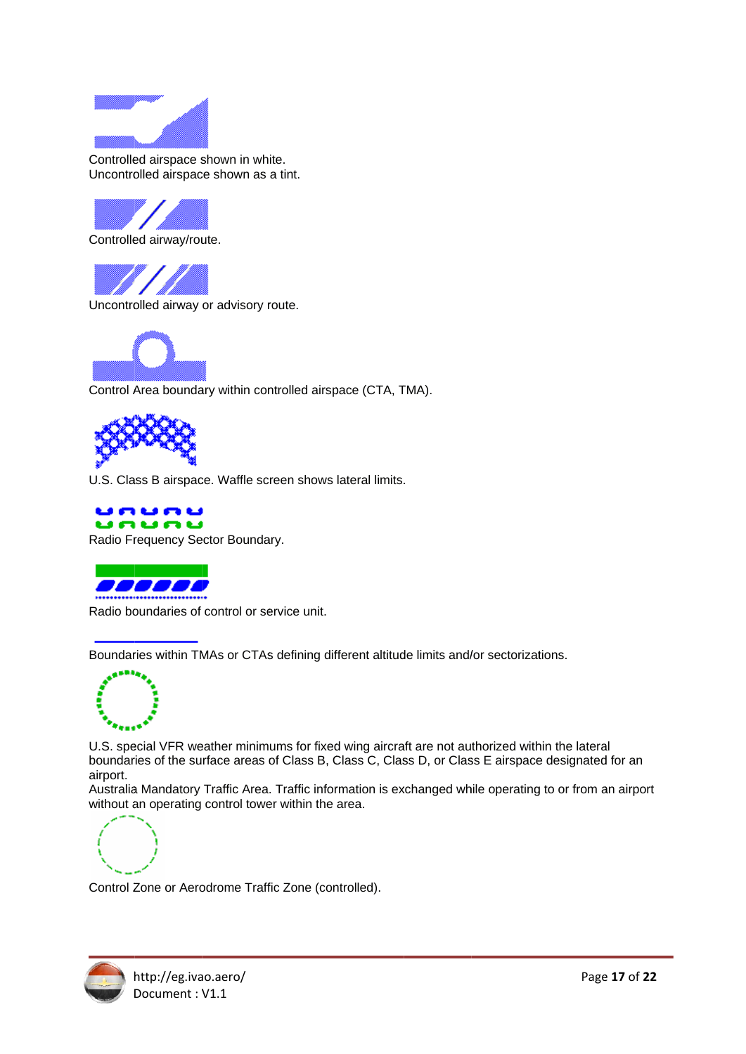Controlled airspace shown in white.
Uncontrolled airspace shown as a tint.

Controlled airway/route.

Uncontrolled airway or advisory route.

Control Area boundary within controlled airspace (CTA, TMA).

U.S. Class B airspace. Waffle screen shows lateral limits.

Radio Frequency Sector Boundary.

Radio boundaries of control or service unit.

Boundaries within TMAs or CTAs defining different altitude limits and/or sectorizations.

U.S. special VFR weather minimums for fixed wing aircraft are not authorized within the lateral boundaries of the surface areas of Class B, Class C, Class D, or Class E airspace designated for an airport.
Australia Mandatory Traffic Area. Traffic information is exchanged while operating to or from an airport without an operating control tower within the area.

Control Zone or Aerodrome Traffic Zone (controlled).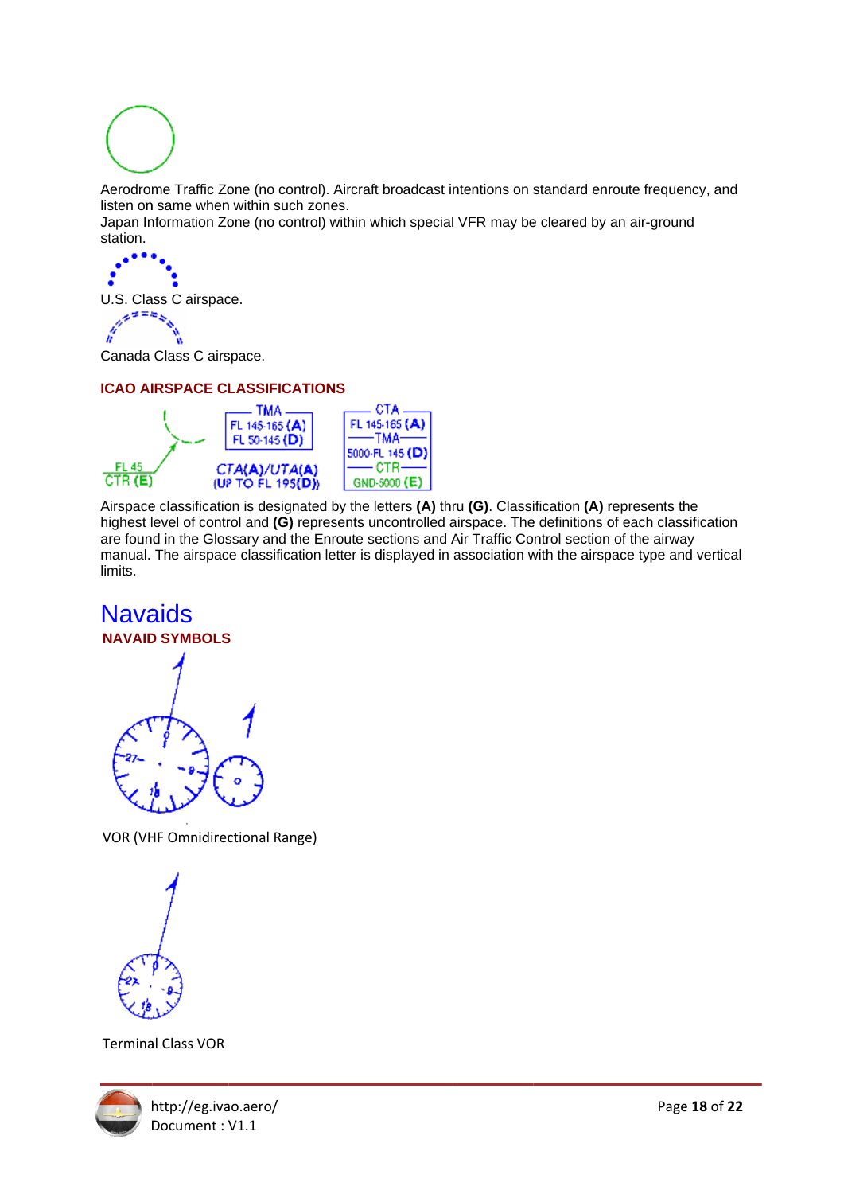Aerodrome Traffic Zone (no control). Aircraft broadcast intentions on standard enroute frequency, and listen on same when within such zones.
Japan Information Zone (no control) within which special VFR may be cleared by an air-ground station.

U.S. Class C airspace.

Canada Class C airspace.

### ICAO AIRSPACE CLASSIFICATIONS

Airspace classification is designated by the letters **(A)** thru **(G)**. Classification **(A)** represents the highest level of control and **(G)** represents uncontrolled airspace. The definitions of each classification are found in the Glossary and the Enroute sections and Air Traffic Control section of the airway manual. The airspace classification letter is displayed in association with the airspace type and vertical limits.

# Navaids

### NAVAID SYMBOLS

VOR (VHF Omnidirectional Range)

Terminal Class VOR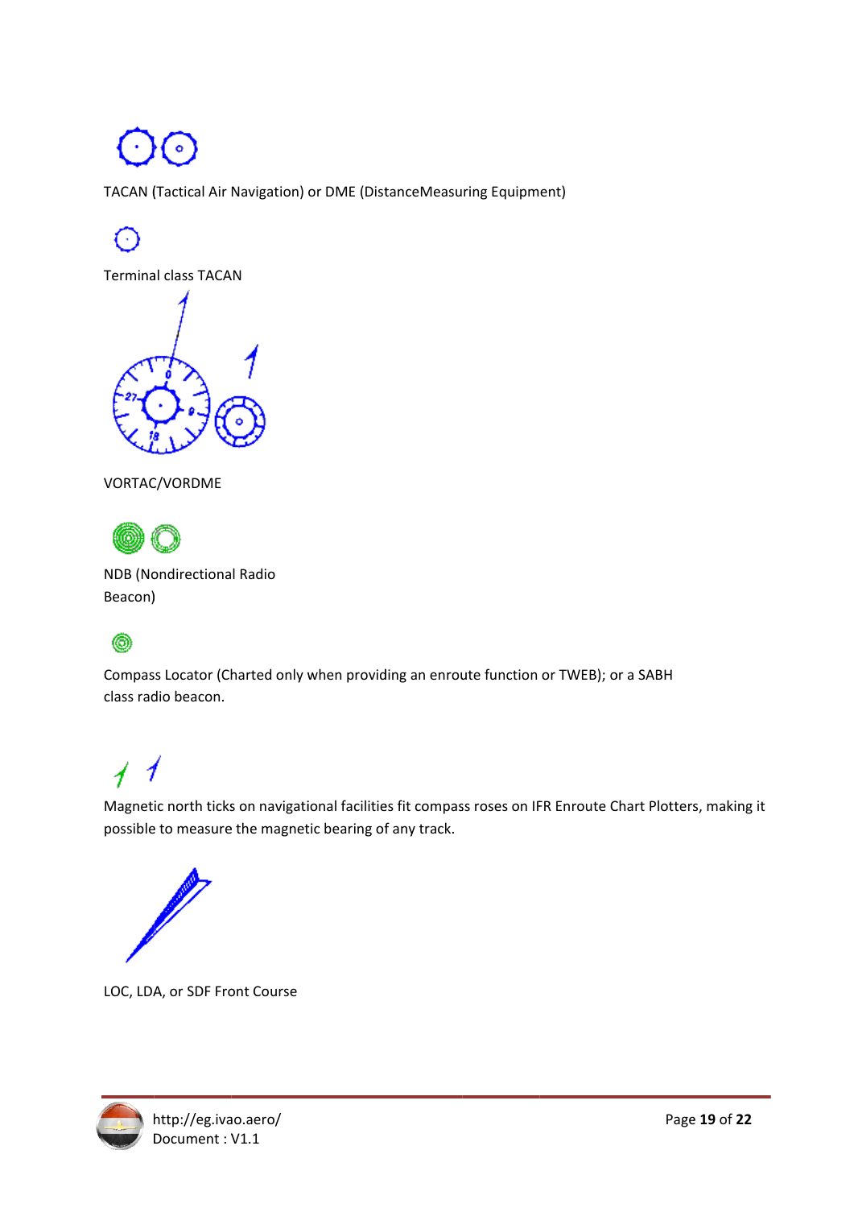TACAN (Tactical Air Navigation) or DME (DistanceMeasuring Equipment)

Terminal class TACAN

VORTAC/VORDME

NDB (Nondirectional Radio Beacon)

Compass Locator (Charted only when providing an enroute function or TWEB); or a SABH class radio beacon.

Magnetic north ticks on navigational facilities fit compass roses on IFR Enroute Chart Plotters, making it possible to measure the magnetic bearing of any track.

LOC, LDA, or SDF Front Course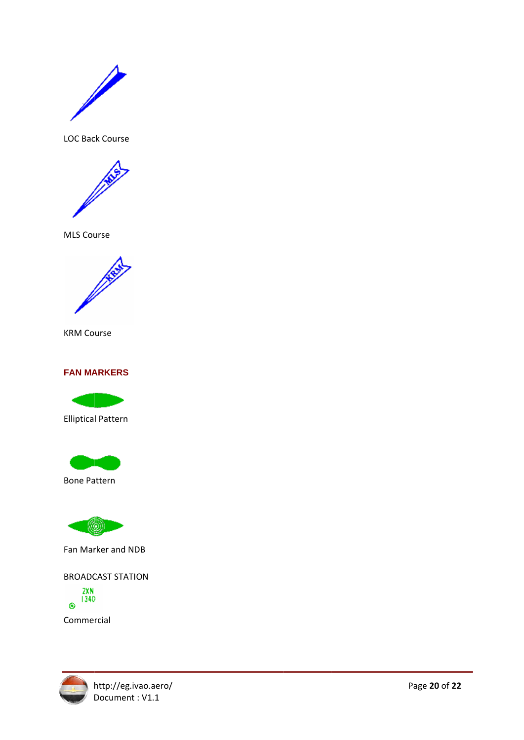LOC Back Course

MLS Course

KRM Course

## FAN MARKERS

Elliptical Pattern

Bone Pattern

Fan Marker and NDB

BROADCAST STATION

Commercial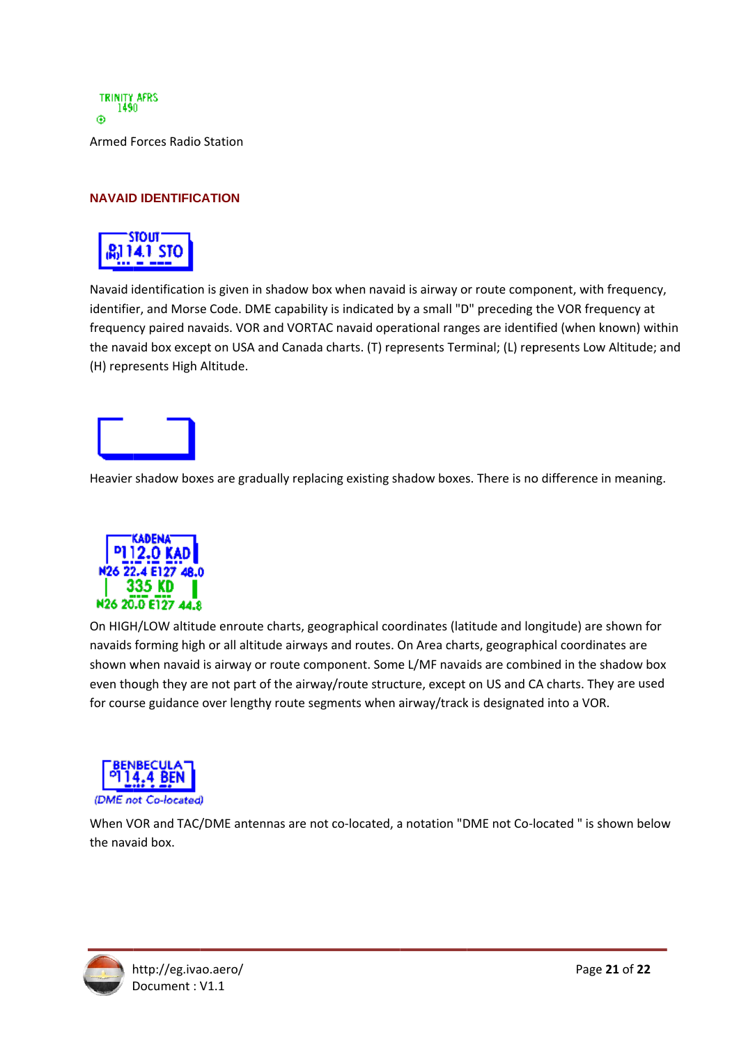TRINITY AFRS
1490

Armed Forces Radio Station

## NAVAID IDENTIFICATION

STOUT
D 114.1 STO
(H)

Navaid identification is given in shadow box when navaid is airway or route component, with frequency, identifier, and Morse Code. DME capability is indicated by a small "D" preceding the VOR frequency at frequency paired navaids. VOR and VORTAC navaid operational ranges are identified (when known) within the navaid box except on USA and Canada charts. (T) represents Terminal; (L) represents Low Altitude; and (H) represents High Altitude.

Heavier shadow boxes are gradually replacing existing shadow boxes. There is no difference in meaning.

KADENA
D 112.0 KAD
N26 22.4 E127 48.0
335 KD
N26 20.0 E127 44.8

On HIGH/LOW altitude enroute charts, geographical coordinates (latitude and longitude) are shown for navaids forming high or all altitude airways and routes. On Area charts, geographical coordinates are shown when navaid is airway or route component. Some L/MF navaids are combined in the shadow box even though they are not part of the airway/route structure, except on US and CA charts. They are used for course guidance over lengthy route segments when airway/track is designated into a VOR.

BENBECULA
D 114.4 BEN
*(DME not Co-located)*

When VOR and TAC/DME antennas are not co-located, a notation "DME not Co-located " is shown below the navaid box.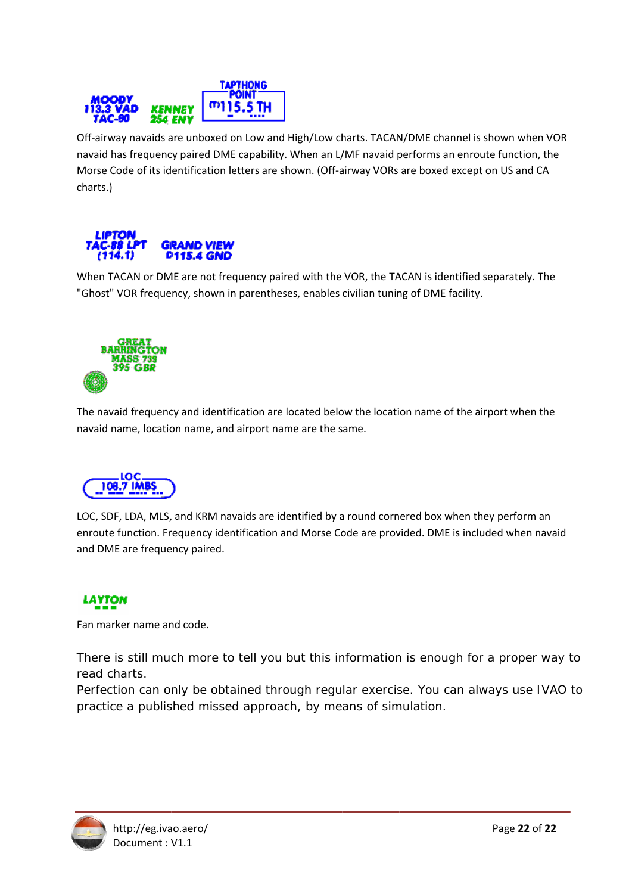MOODY
113.3 VAD
TAC-90

KENNEY
254 ENY

TAPTHONG
POINT
(T)115.5 TH

Off-airway navaids are unboxed on Low and High/Low charts. TACAN/DME channel is shown when VOR navaid has frequency paired DME capability. When an L/MF navaid performs an enroute function, the Morse Code of its identification letters are shown. (Off-airway VORs are boxed except on US and CA charts.)

LIPTON
TAC-88 LPT
(114.1)

GRAND VIEW
D115.4 GND

When TACAN or DME are not frequency paired with the VOR, the TACAN is identified separately. The "Ghost" VOR frequency, shown in parentheses, enables civilian tuning of DME facility.

GREAT
BARRINGTON
MASS 738
395 GBR

The navaid frequency and identification are located below the location name of the airport when the navaid name, location name, and airport name are the same.

LOC
108.7 IMBS

LOC, SDF, LDA, MLS, and KRM navaids are identified by a round cornered box when they perform an enroute function. Frequency identification and Morse Code are provided. DME is included when navaid and DME are frequency paired.

LAYTON

Fan marker name and code.

There is still much more to tell you but this information is enough for a proper way to read charts.
Perfection can only be obtained through regular exercise. You can always use IVAO to practice a published missed approach, by means of simulation.